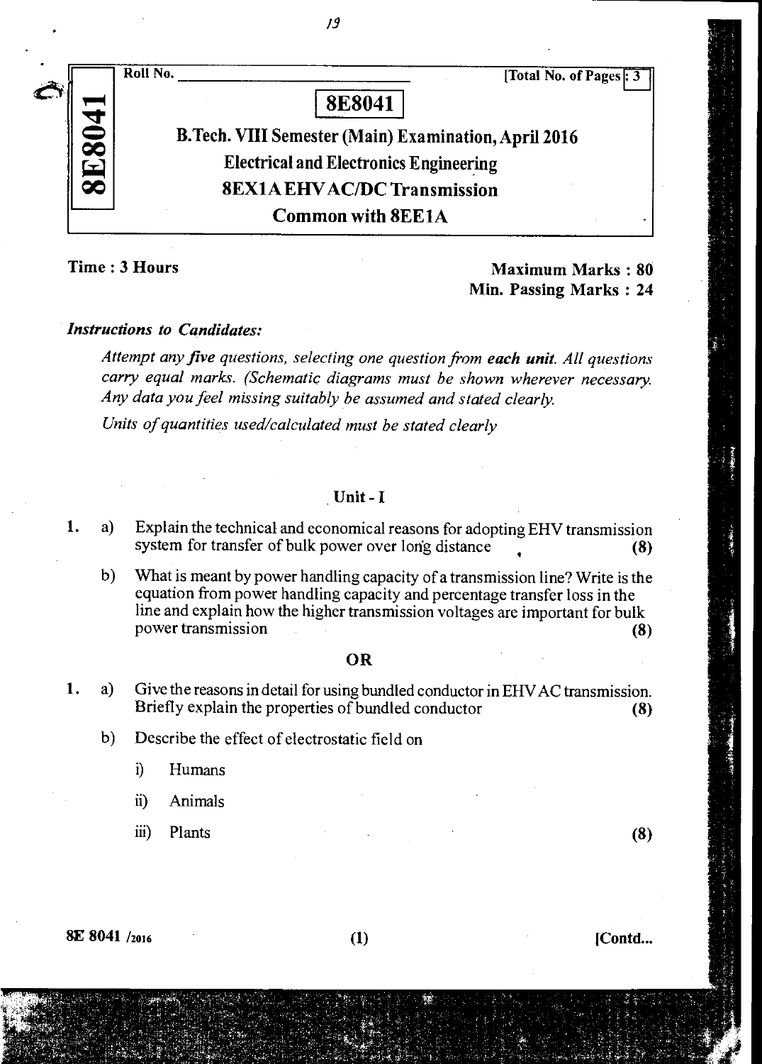Roll No. ______________________________ [Total No. of Pages : 3

# 8E8041

## B.Tech. VIII Semester (Main) Examination, April 2016

## Electrical and Electronics Engineering

## 8EX1A EHV AC/DC Transmission

## Common with 8EE1A

**Time : 3 Hours**

**Maximum Marks : 80**
**Min. Passing Marks : 24**

***Instructions to Candidates:***

*Attempt any **five** questions, selecting one question from **each unit**. All questions carry equal marks. (Schematic diagrams must be shown wherever necessary. Any data you feel missing suitably be assumed and stated clearly.*

*Units of quantities used/calculated must be stated clearly*

### Unit - I

1. a) Explain the technical and economical reasons for adopting EHV transmission system for transfer of bulk power over long distance **(8)**

   b) What is meant by power handling capacity of a transmission line? Write is the equation from power handling capacity and percentage transfer loss in the line and explain how the higher transmission voltages are important for bulk power transmission **(8)**

**OR**

1. a) Give the reasons in detail for using bundled conductor in EHV AC transmission. Briefly explain the properties of bundled conductor **(8)**

   b) Describe the effect of electrostatic field on

      i) Humans

      ii) Animals

      iii) Plants **(8)**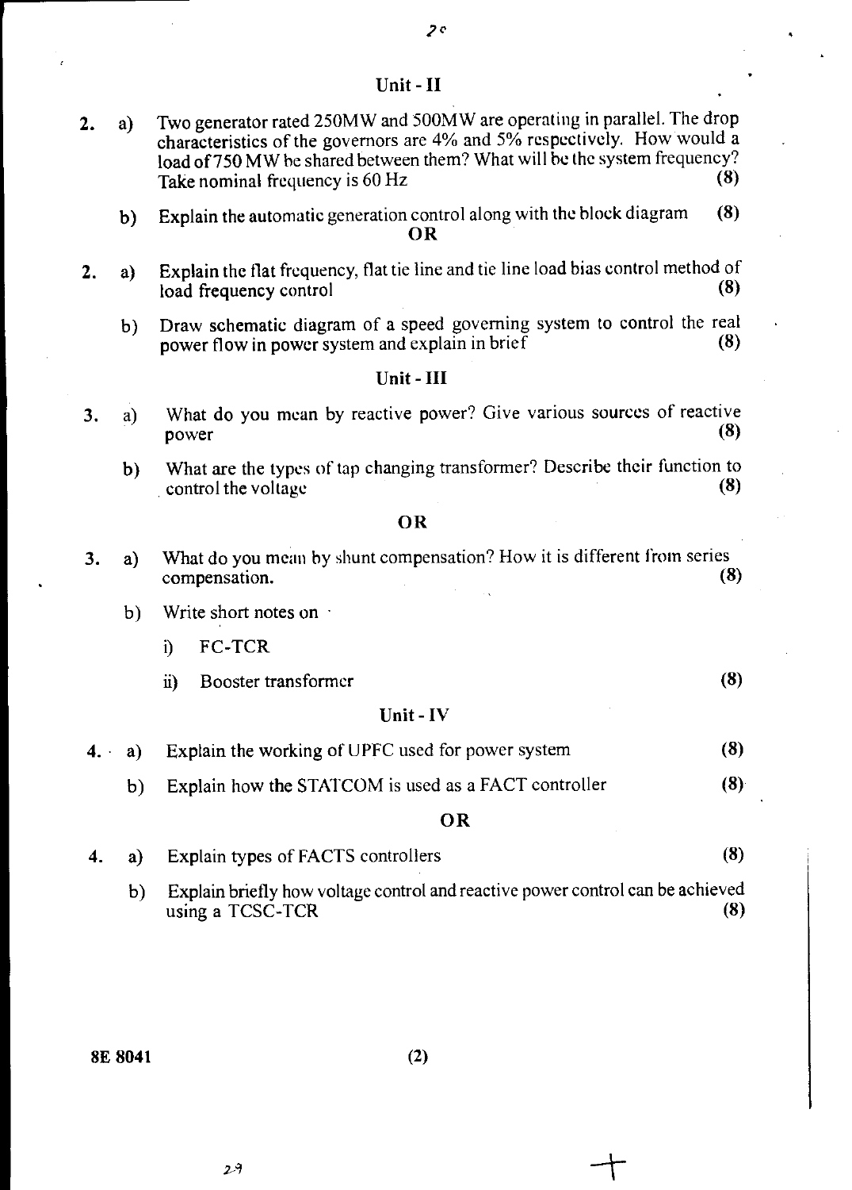## Unit - II

2\. a) Two generator rated 250MW and 500MW are operating in parallel. The drop characteristics of the governors are 4% and 5% respectively. How would a load of 750 MW be shared between them? What will be the system frequency? Take nominal frequency is 60 Hz **(8)**

b) Explain the automatic generation control along with the block diagram **(8)**

**OR**

2\. a) Explain the flat frequency, flat tie line and tie line load bias control method of load frequency control **(8)**

b) Draw schematic diagram of a speed governing system to control the real power flow in power system and explain in brief **(8)**

## Unit - III

3\. a) What do you mean by reactive power? Give various sources of reactive power **(8)**

b) What are the types of tap changing transformer? Describe their function to control the voltage **(8)**

**OR**

3\. a) What do you mean by shunt compensation? How it is different from series compensation. **(8)**

b) Write short notes on

i) FC-TCR

ii) Booster transformer **(8)**

## Unit - IV

4\. a) Explain the working of UPFC used for power system **(8)**

b) Explain how the STATCOM is used as a FACT controller **(8)**

**OR**

4\. a) Explain types of FACTS controllers **(8)**

b) Explain briefly how voltage control and reactive power control can be achieved using a TCSC-TCR **(8)**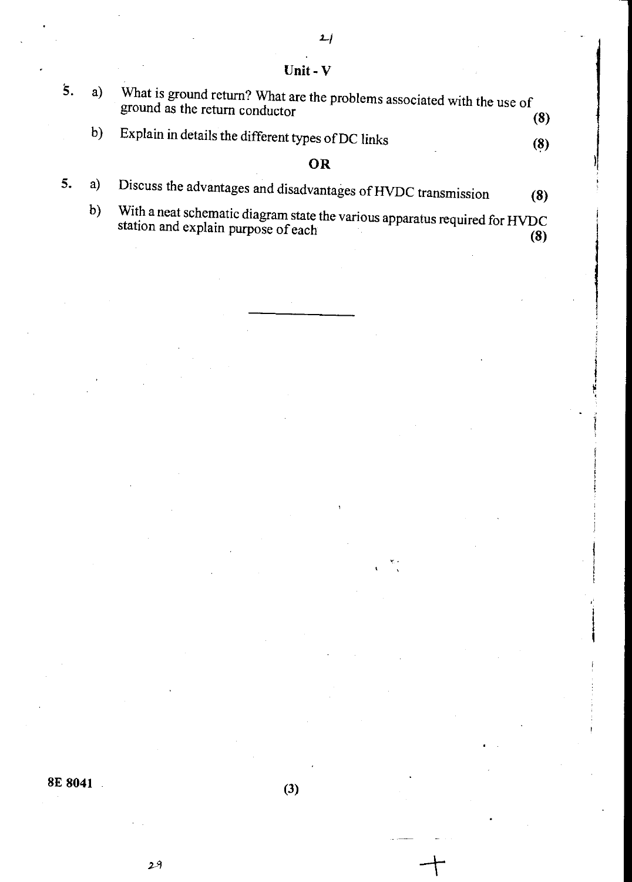## Unit - V

5. a) What is ground return? What are the problems associated with the use of ground as the return conductor **(8)**

   b) Explain in details the different types of DC links **(8)**

**OR**

5. a) Discuss the advantages and disadvantages of HVDC transmission **(8)**

   b) With a neat schematic diagram state the various apparatus required for HVDC station and explain purpose of each **(8)**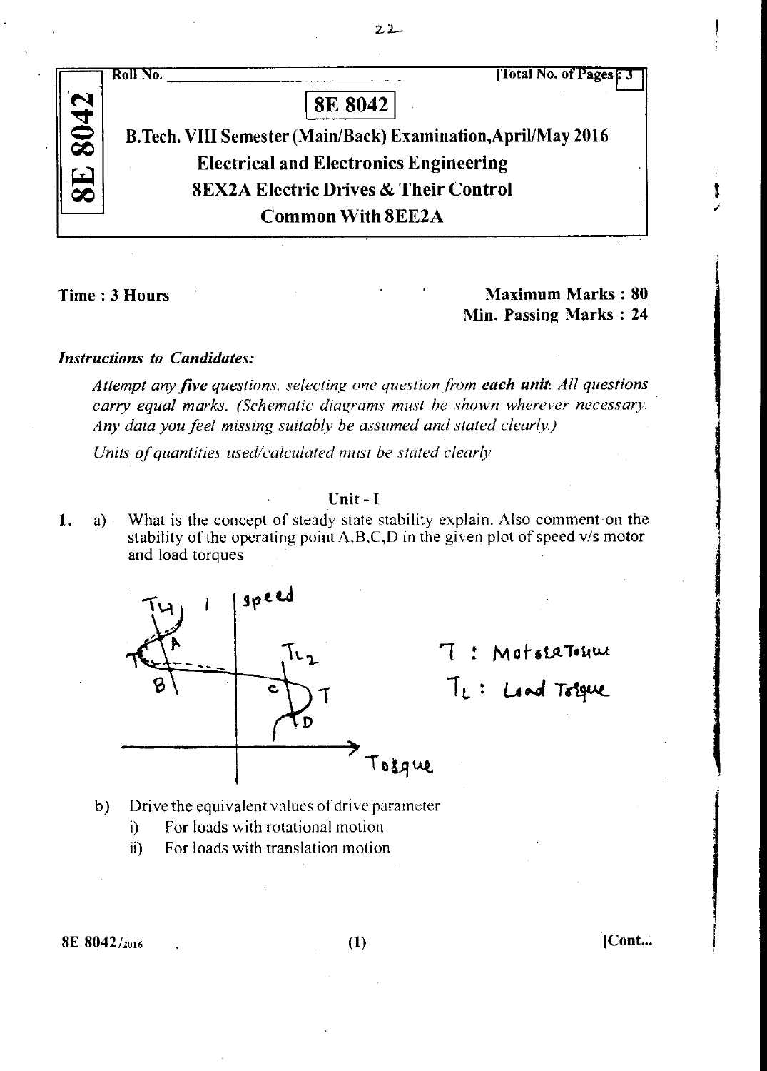Roll No. ______________________ [Total No. of Pages : 3

# 8E 8042

## B.Tech. VIII Semester (Main/Back) Examination, April/May 2016

## Electrical and Electronics Engineering

## 8EX2A Electric Drives & Their Control

## Common With 8EE2A

**Time : 3 Hours**

**Maximum Marks : 80**

**Min. Passing Marks : 24**

***Instructions to Candidates:***

*Attempt any **five** questions, selecting one question from **each unit**. All questions carry equal marks. (Schematic diagrams must be shown wherever necessary. Any data you feel missing suitably be assumed and stated clearly.)*

*Units of quantities used/calculated must be stated clearly*

### Unit - I

1. a) What is the concept of steady state stability explain. Also comment on the stability of the operating point A,B,C,D in the given plot of speed v/s motor and load torques

   $T$ : Motor Torque

   $T_L$ : Load Torque

   b) Drive the equivalent values of drive parameter

      i) For loads with rotational motion

      ii) For loads with translation motion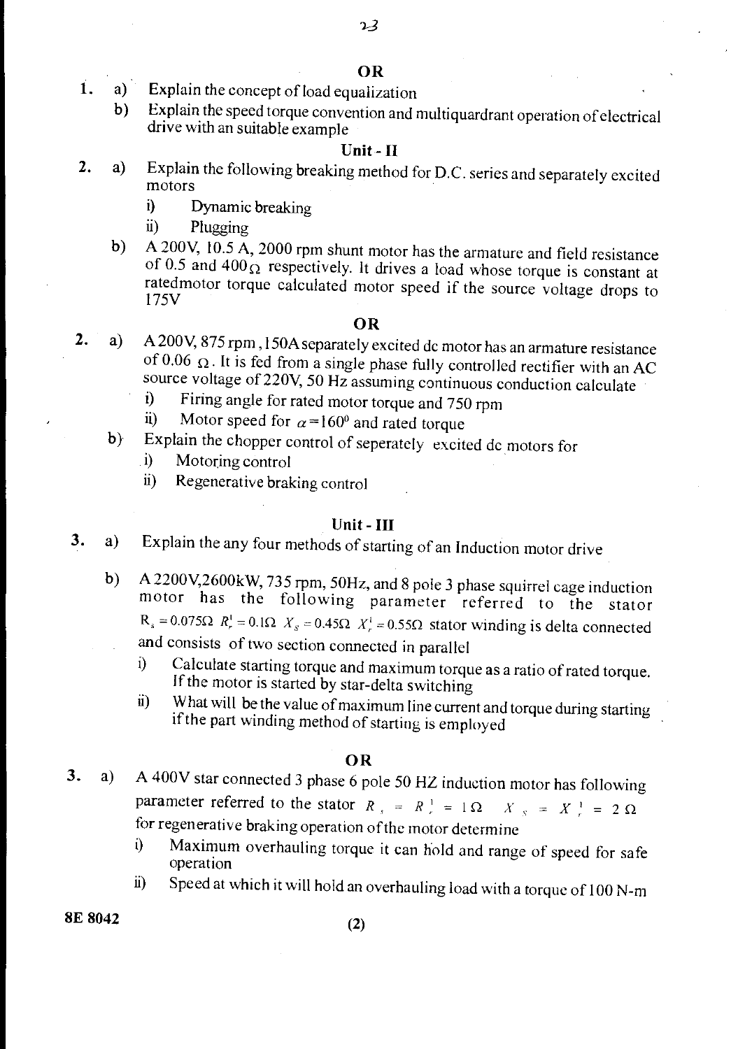**OR**

1. a) Explain the concept of load equalization

   b) Explain the speed torque convention and multiquardrant operation of electrical drive with an suitable example

## Unit - II

2. a) Explain the following breaking method for D.C. series and separately excited motors

   i) Dynamic breaking

   ii) Plugging

   b) A 200V, 10.5 A, 2000 rpm shunt motor has the armature and field resistance of 0.5 and 400$\Omega$ respectively. It drives a load whose torque is constant at ratedmotor torque calculated motor speed if the source voltage drops to 175V

**OR**

2. a) A 200V, 875 rpm, 150A separately excited dc motor has an armature resistance of 0.06 $\Omega$. It is fed from a single phase fully controlled rectifier with an AC source voltage of 220V, 50 Hz assuming continuous conduction calculate

   i) Firing angle for rated motor torque and 750 rpm

   ii) Motor speed for $\alpha = 160^0$ and rated torque

   b) Explain the chopper control of seperately excited dc motors for

   i) Motoring control

   ii) Regenerative braking control

## Unit - III

3. a) Explain the any four methods of starting of an Induction motor drive

   b) A 2200V, 2600kW, 735 rpm, 50Hz, and 8 pole 3 phase squirrel cage induction motor has the following parameter referred to the stator $R_s = 0.075\Omega$ $R_r^1 = 0.1\Omega$ $X_S = 0.45\Omega$ $X_r^1 = 0.55\Omega$ stator winding is delta connected and consists of two section connected in parallel

   i) Calculate starting torque and maximum torque as a ratio of rated torque. If the motor is started by star-delta switching

   ii) What will be the value of maximum line current and torque during starting if the part winding method of starting is employed

**OR**

3. a) A 400V star connected 3 phase 6 pole 50 HZ induction motor has following parameter referred to the stator $R_s = R_r^1 = 1\Omega$ $X_s = X_r^1 = 2\Omega$ for regenerative braking operation of the motor determine

   i) Maximum overhauling torque it can hold and range of speed for safe operation

   ii) Speed at which it will hold an overhauling load with a torque of 100 N-m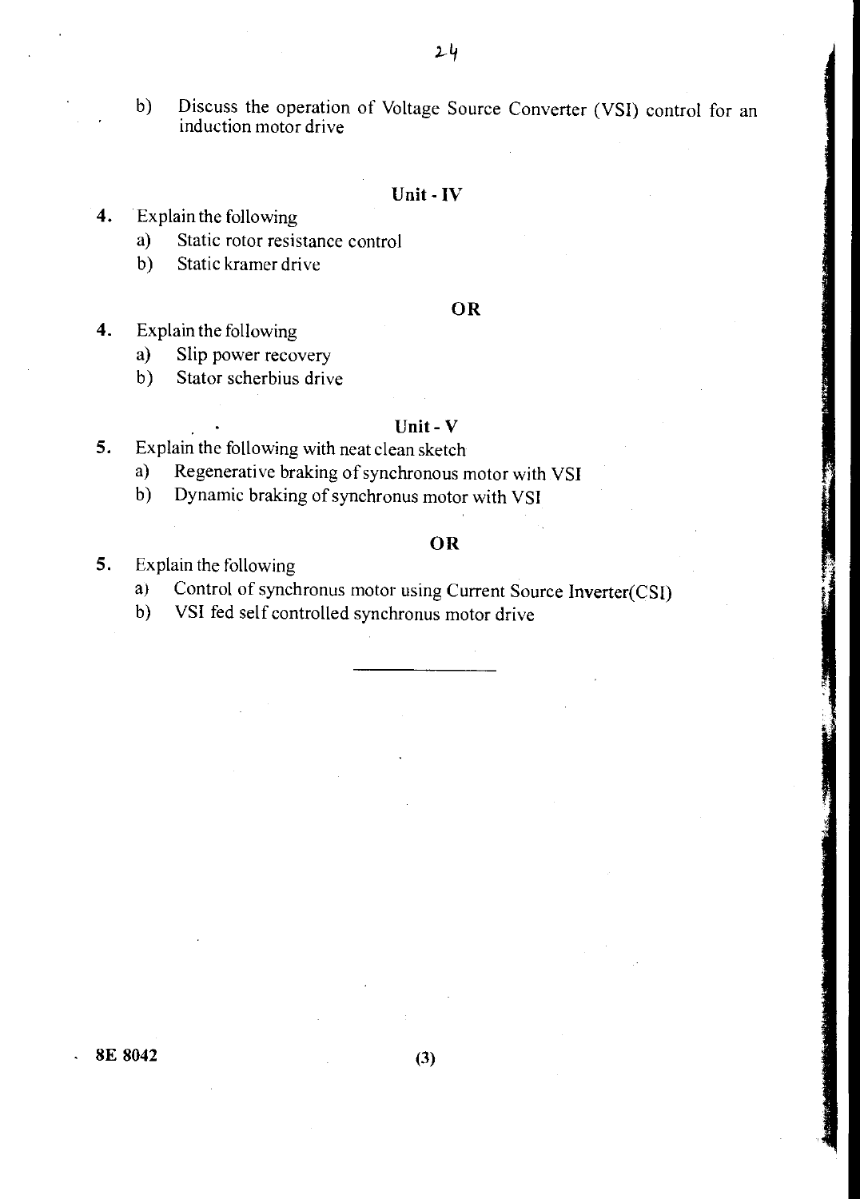b) Discuss the operation of Voltage Source Converter (VSI) control for an induction motor drive

### Unit - IV

4. Explain the following
   a) Static rotor resistance control
   b) Static kramer drive

**OR**

4. Explain the following
   a) Slip power recovery
   b) Stator scherbius drive

### Unit - V

5. Explain the following with neat clean sketch
   a) Regenerative braking of synchronous motor with VSI
   b) Dynamic braking of synchronus motor with VSI

**OR**

5. Explain the following
   a) Control of synchronus motor using Current Source Inverter(CSI)
   b) VSI fed self controlled synchronus motor drive

---

**8E 8042**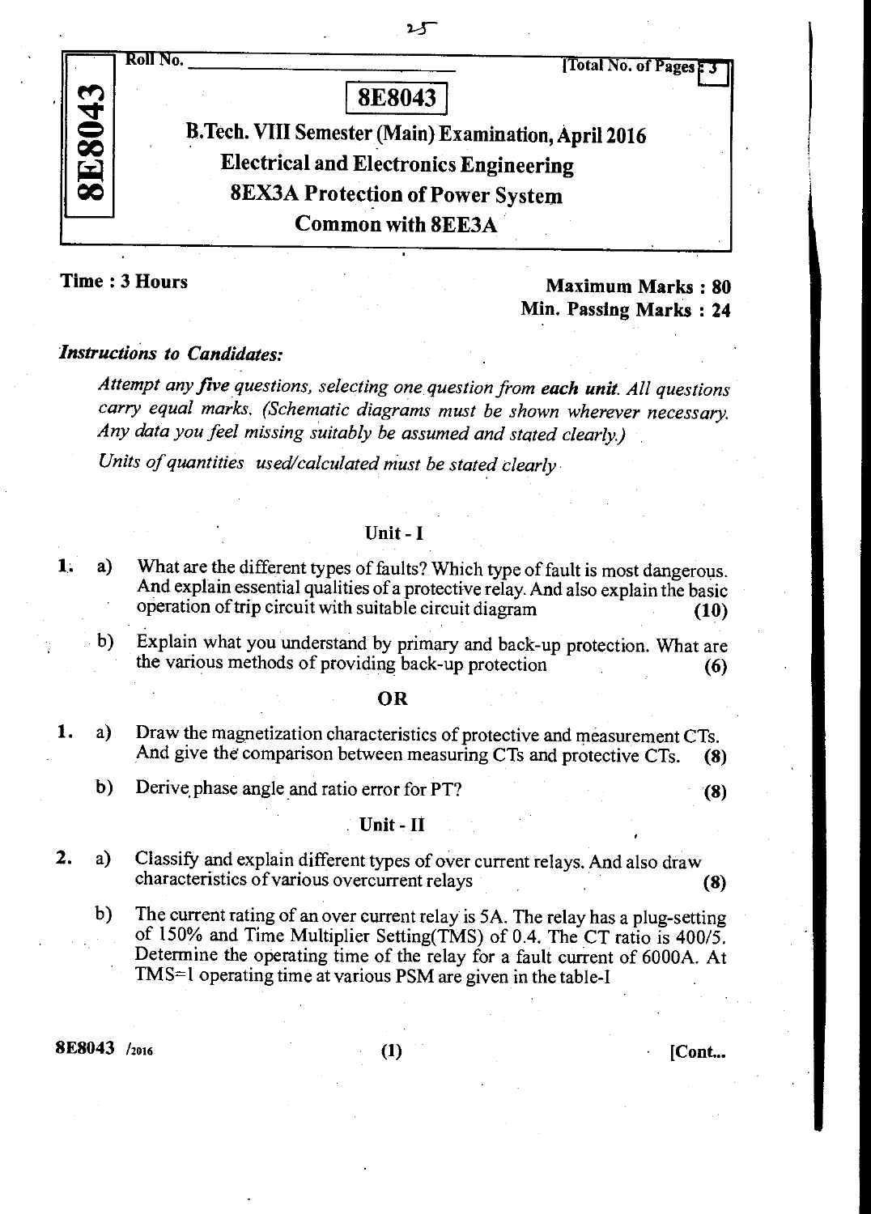Roll No. _______________ [Total No. of Pages : 3

# 8E8043

## B.Tech. VIII Semester (Main) Examination, April 2016
## Electrical and Electronics Engineering
## 8EX3A Protection of Power System
## Common with 8EE3A

**Time : 3 Hours**

**Maximum Marks : 80**
**Min. Passing Marks : 24**

***Instructions to Candidates:***

*Attempt any **five** questions, selecting one question from **each unit**. All questions carry equal marks. (Schematic diagrams must be shown wherever necessary. Any data you feel missing suitably be assumed and stated clearly.)*

*Units of quantities used/calculated must be stated clearly*

### Unit - I

1. a) What are the different types of faults? Which type of fault is most dangerous. And explain essential qualities of a protective relay. And also explain the basic operation of trip circuit with suitable circuit diagram **(10)**

   b) Explain what you understand by primary and back-up protection. What are the various methods of providing back-up protection **(6)**

**OR**

1. a) Draw the magnetization characteristics of protective and measurement CTs. And give the comparison between measuring CTs and protective CTs. **(8)**

   b) Derive phase angle and ratio error for PT? **(8)**

### Unit - II

2. a) Classify and explain different types of over current relays. And also draw characteristics of various overcurrent relays **(8)**

   b) The current rating of an over current relay is 5A. The relay has a plug-setting of 150% and Time Multiplier Setting(TMS) of 0.4. The CT ratio is 400/5. Determine the operating time of the relay for a fault current of 6000A. At TMS=1 operating time at various PSM are given in the table-I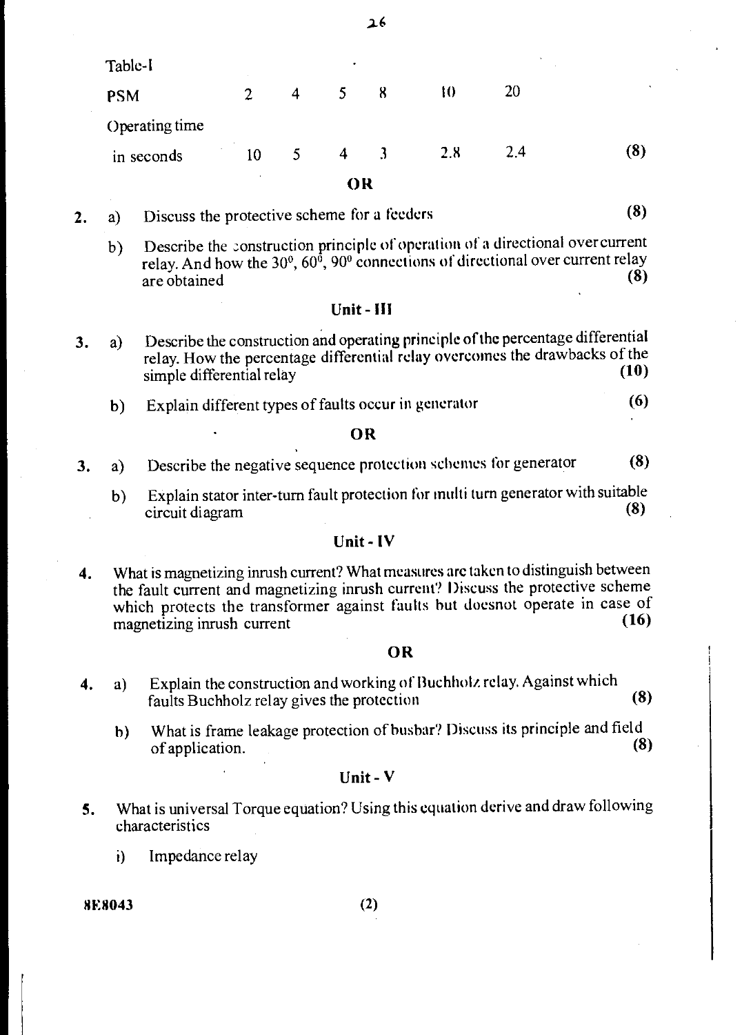Table-I

| PSM | 2 | 4 | 5 | 8 | 10 | 20 |
|---|---|---|---|---|---|---|
| Operating time in seconds | 10 | 5 | 4 | 3 | 2.8 | 2.4 |

(8)

**OR**

2. a) Discuss the protective scheme for a feeders **(8)**

   b) Describe the construction principle of operation of a directional overcurrent relay. And how the $30^0$, $60^0$, $90^0$ connections of directional over current relay are obtained **(8)**

## Unit - III

3. a) Describe the construction and operating principle of the percentage differential relay. How the percentage differential relay overcomes the drawbacks of the simple differential relay **(10)**

   b) Explain different types of faults occur in generator **(6)**

**OR**

3. a) Describe the negative sequence protection schemes for generator **(8)**

   b) Explain stator inter-turn fault protection for multi turn generator with suitable circuit diagram **(8)**

## Unit - IV

4. What is magnetizing inrush current? What measures are taken to distinguish between the fault current and magnetizing inrush current? Discuss the protective scheme which protects the transformer against faults but doesnot operate in case of magnetizing inrush current **(16)**

**OR**

4. a) Explain the construction and working of Buchholz relay. Against which faults Buchholz relay gives the protection **(8)**

   b) What is frame leakage protection of busbar? Discuss its principle and field of application. **(8)**

## Unit - V

5. What is universal Torque equation? Using this equation derive and draw following characteristics

   i) Impedance relay

8E8043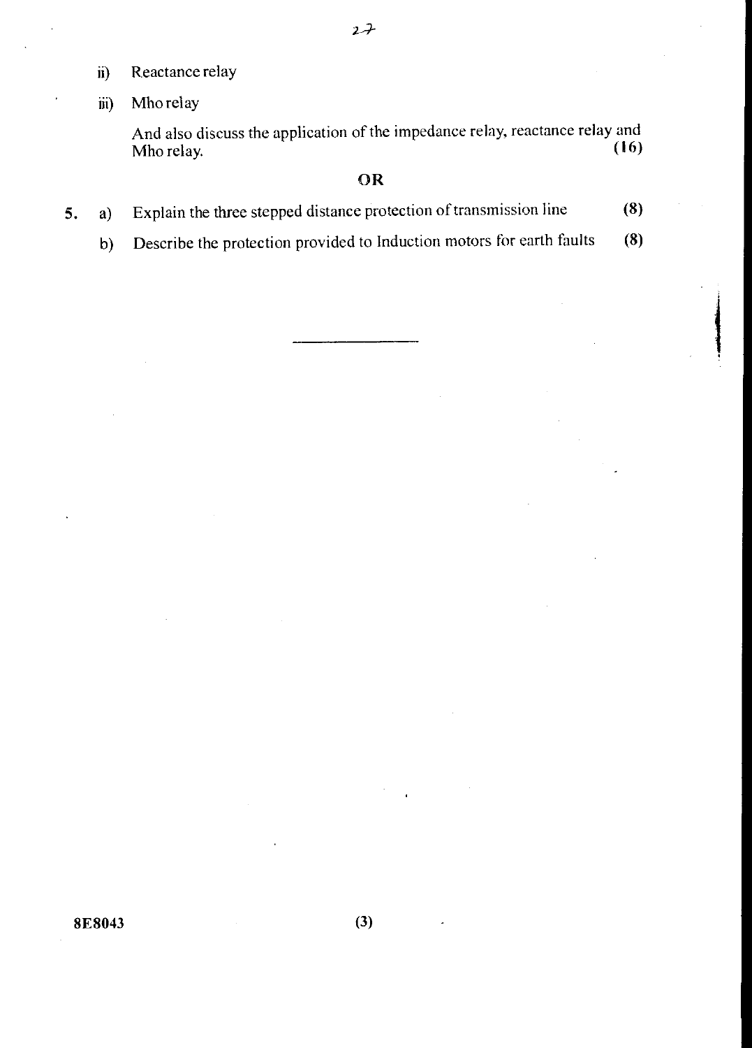ii) Reactance relay

iii) Mho relay

And also discuss the application of the impedance relay, reactance relay and Mho relay. **(16)**

**OR**

5. a) Explain the three stepped distance protection of transmission line **(8)**

   b) Describe the protection provided to Induction motors for earth faults **(8)**

---

8E8043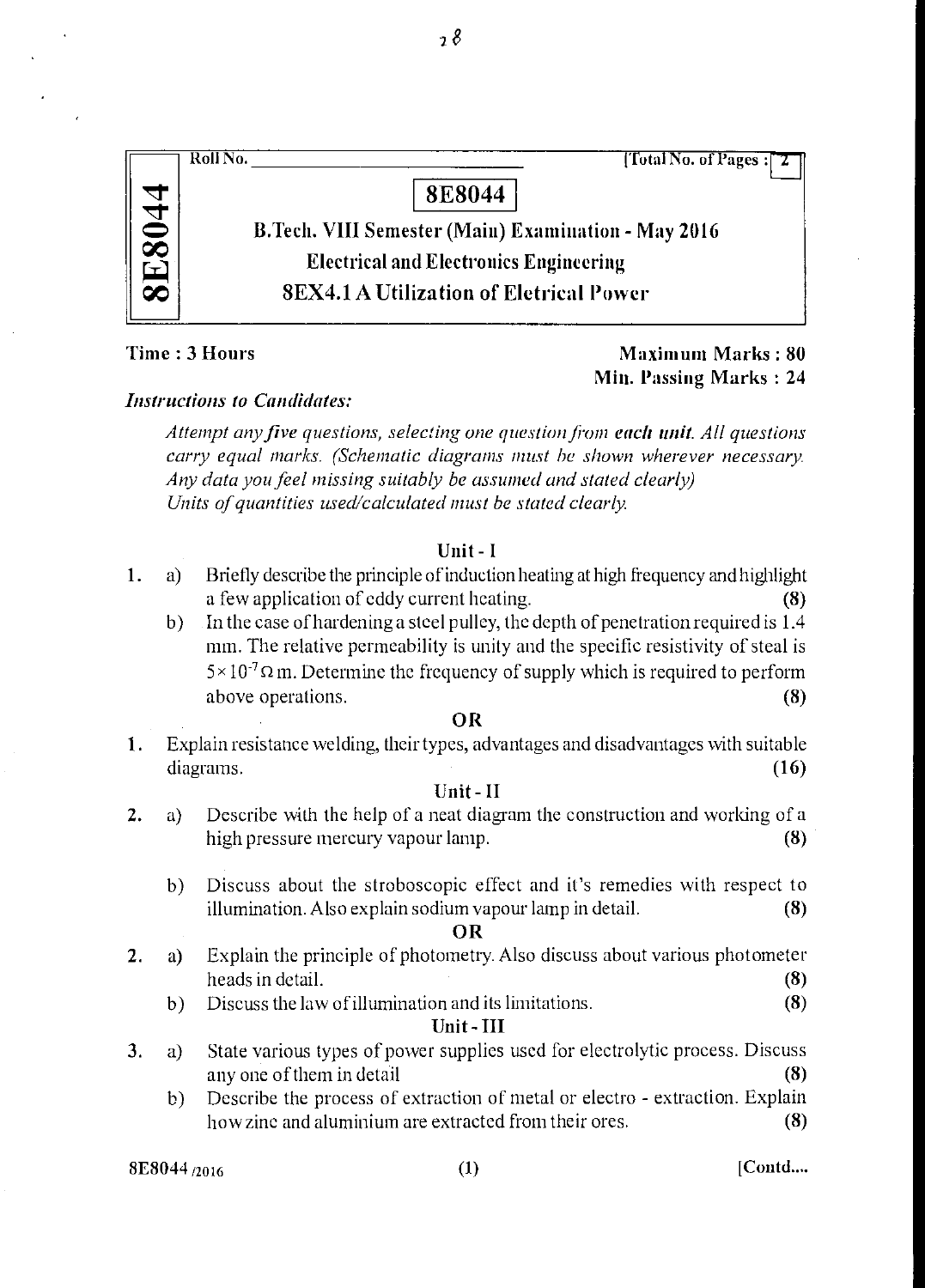Roll No. \_\_\_\_\_\_\_\_\_\_\_\_\_\_\_\_ [Total No. of Pages : 2

# 8E8044

## B.Tech. VIII Semester (Main) Examination - May 2016

## Electrical and Electronics Engineering

## 8EX4.1 A Utilization of Eletrical Power

**Time : 3 Hours** | **Maximum Marks : 80**
**Min. Passing Marks : 24**

***Instructions to Candidates:***

*Attempt any five questions, selecting one question from* ***each unit****. All questions carry equal marks. (Schematic diagrams must be shown wherever necessary. Any data you feel missing suitably be assumed and stated clearly)*
*Units of quantities used/calculated must be stated clearly.*

### Unit - I

1. a) Briefly describe the principle of induction heating at high frequency and highlight a few application of eddy current heating. **(8)**

   b) In the case of hardening a steel pulley, the depth of penetration required is 1.4 mm. The relative permeability is unity and the specific resistivity of steal is $5 \times 10^{-7} \Omega$ m. Determine the frequency of supply which is required to perform above operations. **(8)**

**OR**

1. Explain resistance welding, their types, advantages and disadvantages with suitable diagrams. **(16)**

### Unit - II

2. a) Describe with the help of a neat diagram the construction and working of a high pressure mercury vapour lamp. **(8)**

   b) Discuss about the stroboscopic effect and it's remedies with respect to illumination. Also explain sodium vapour lamp in detail. **(8)**

**OR**

2. a) Explain the principle of photometry. Also discuss about various photometer heads in detail. **(8)**

   b) Discuss the law of illumination and its limitations. **(8)**

### Unit - III

3. a) State various types of power supplies used for electrolytic process. Discuss any one of them in detail **(8)**

   b) Describe the process of extraction of metal or electro - extraction. Explain how zinc and aluminium are extracted from their ores. **(8)**

8E8044 /2016 [Contd....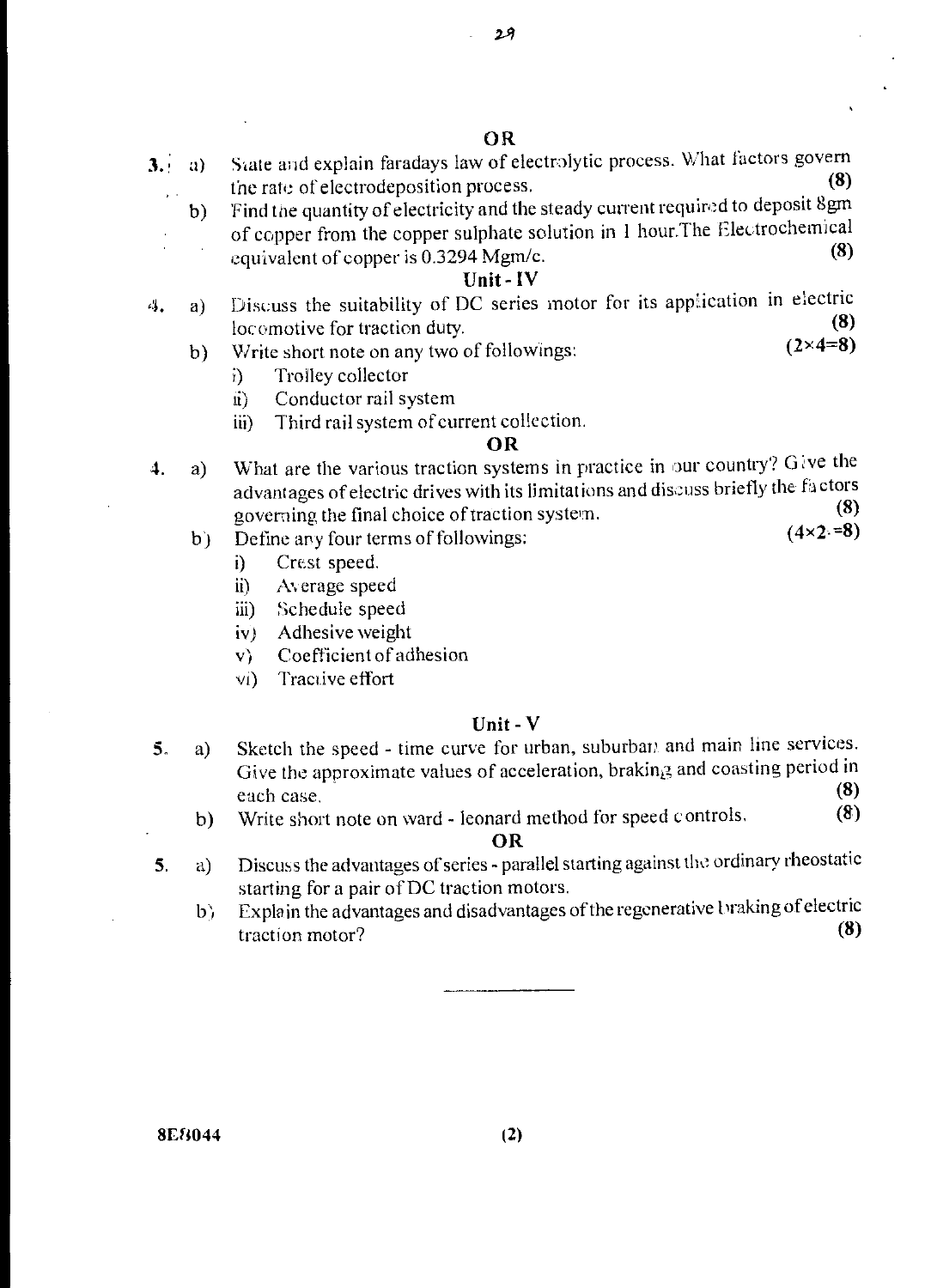OR

3. a) State and explain faradays law of electrolytic process. What factors govern the rate of electrodeposition process. **(8)**

   b) Find the quantity of electricity and the steady current required to deposit 8gm of copper from the copper sulphate solution in 1 hour. The Electrochemical equivalent of copper is 0.3294 Mgm/c. **(8)**

## Unit - IV

4. a) Discuss the suitability of DC series motor for its application in electric locomotive for traction duty. **(8)**

   b) Write short note on any two of followings: **(2×4=8)**

      i) Trolley collector
      ii) Conductor rail system
      iii) Third rail system of current collection.

OR

4. a) What are the various traction systems in practice in our country? Give the advantages of electric drives with its limitations and discuss briefly the factors governing the final choice of traction system. **(8)**

   b) Define any four terms of followings: **(4×2=8)**

      i) Crest speed.
      ii) Average speed
      iii) Schedule speed
      iv) Adhesive weight
      v) Coefficient of adhesion
      vi) Tractive effort

## Unit - V

5. a) Sketch the speed - time curve for urban, suburban and main line services. Give the approximate values of acceleration, braking and coasting period in each case. **(8)**

   b) Write short note on ward - leonard method for speed controls. **(8)**

OR

5. a) Discuss the advantages of series - parallel starting against the ordinary rheostatic starting for a pair of DC traction motors.

   b) Explain the advantages and disadvantages of the regenerative braking of electric traction motor? **(8)**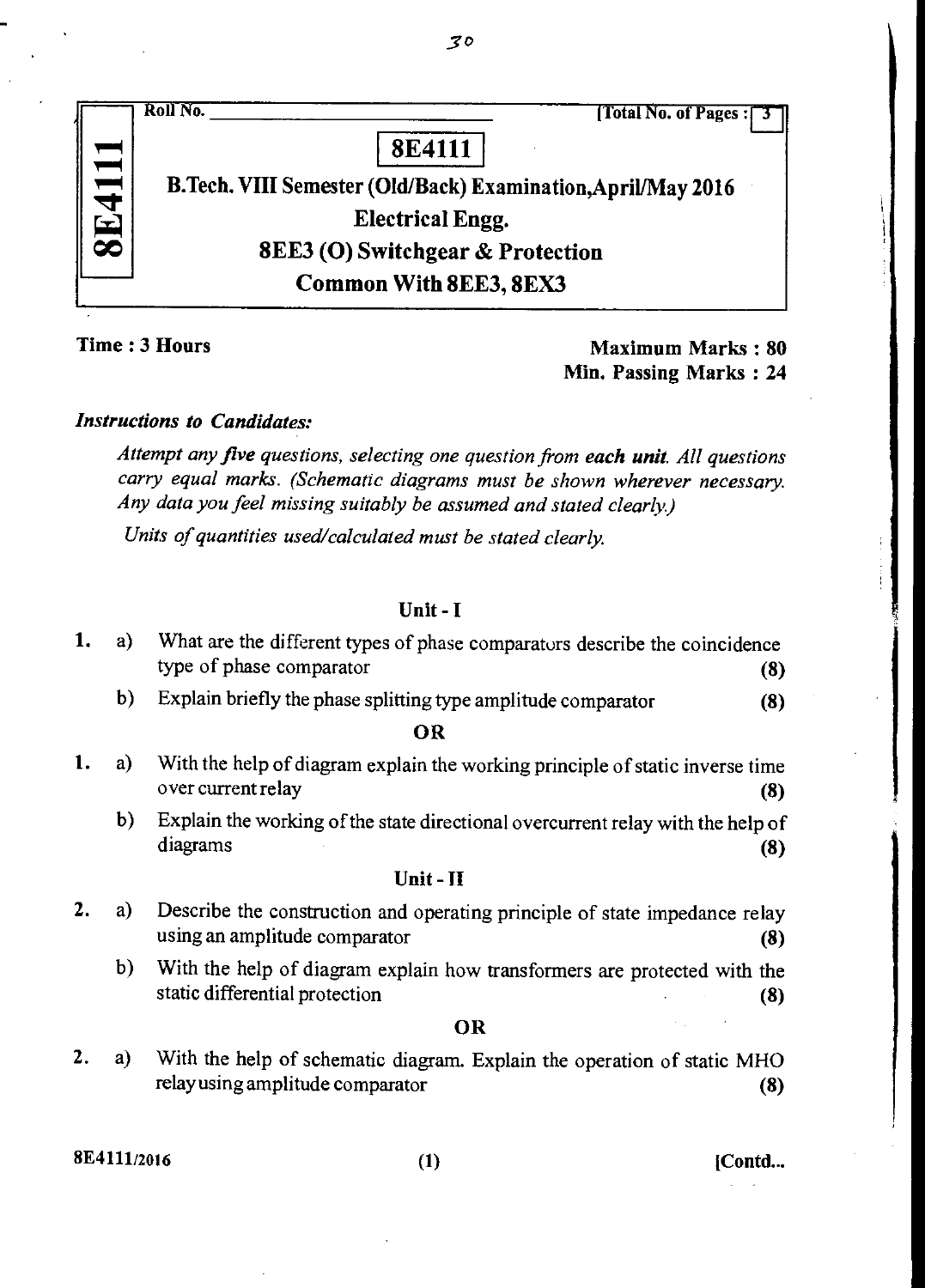Roll No. ______________________ [Total No. of Pages : 3]

# 8E4111

## B.Tech. VIII Semester (Old/Back) Examination, April/May 2016
## Electrical Engg.
## 8EE3 (O) Switchgear & Protection
## Common With 8EE3, 8EX3

**Time : 3 Hours** **Maximum Marks : 80**
**Min. Passing Marks : 24**

***Instructions to Candidates:***

*Attempt any five questions, selecting one question from **each unit**. All questions carry equal marks. (Schematic diagrams must be shown wherever necessary. Any data you feel missing suitably be assumed and stated clearly.)*

*Units of quantities used/calculated must be stated clearly.*

### Unit - I

1. a) What are the different types of phase comparators describe the coincidence type of phase comparator **(8)**

   b) Explain briefly the phase splitting type amplitude comparator **(8)**

**OR**

1. a) With the help of diagram explain the working principle of static inverse time over current relay **(8)**

   b) Explain the working of the state directional overcurrent relay with the help of diagrams **(8)**

### Unit - II

2. a) Describe the construction and operating principle of state impedance relay using an amplitude comparator **(8)**

   b) With the help of diagram explain how transformers are protected with the static differential protection **(8)**

**OR**

2. a) With the help of schematic diagram. Explain the operation of static MHO relay using amplitude comparator **(8)**

8E4111/2016 [Contd...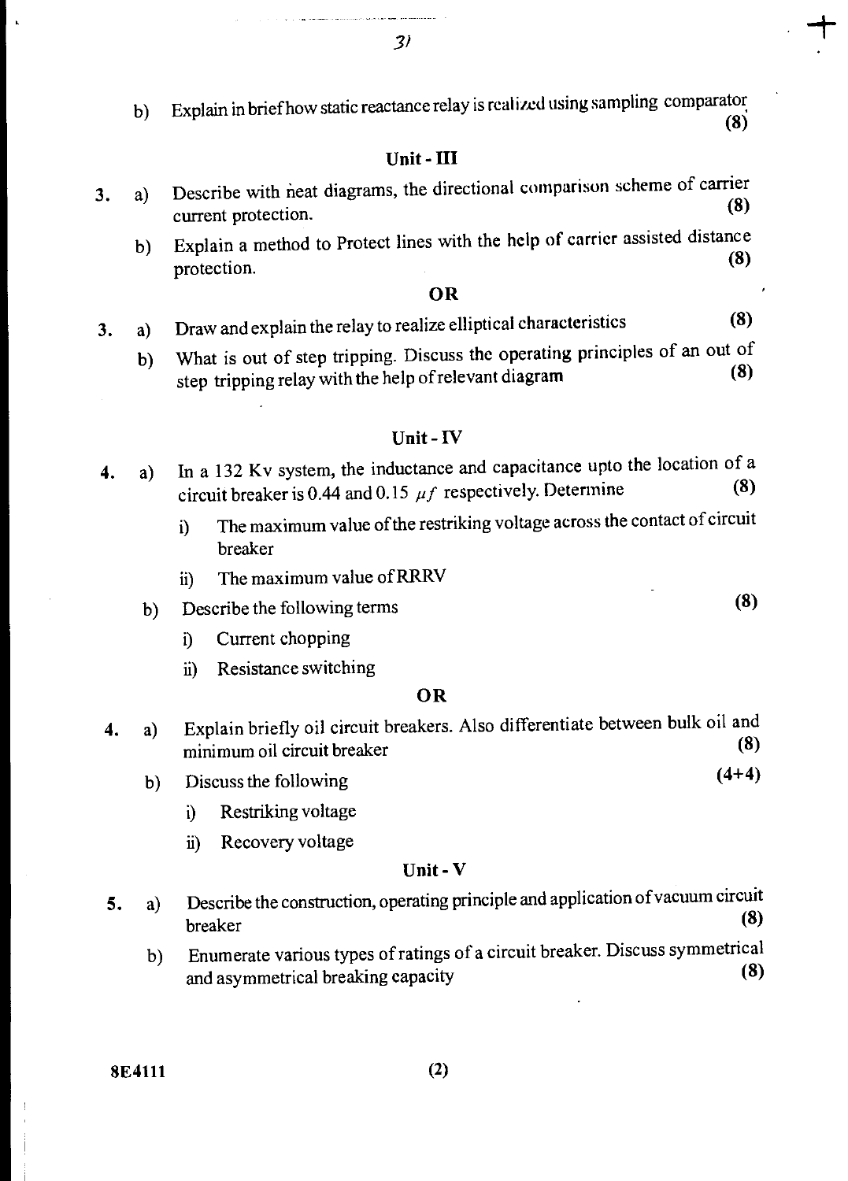b) Explain in brief how static reactance relay is realized using sampling comparator **(8)**

## Unit - III

3. a) Describe with neat diagrams, the directional comparison scheme of carrier current protection. **(8)**

   b) Explain a method to Protect lines with the help of carrier assisted distance protection. **(8)**

**OR**

3. a) Draw and explain the relay to realize elliptical characteristics **(8)**

   b) What is out of step tripping. Discuss the operating principles of an out of step tripping relay with the help of relevant diagram **(8)**

## Unit - IV

4. a) In a 132 Kv system, the inductance and capacitance upto the location of a circuit breaker is 0.44 and 0.15 $\mu f$ respectively. Determine **(8)**

   i) The maximum value of the restriking voltage across the contact of circuit breaker

   ii) The maximum value of RRRV

   b) Describe the following terms **(8)**

   i) Current chopping

   ii) Resistance switching

**OR**

4. a) Explain briefly oil circuit breakers. Also differentiate between bulk oil and minimum oil circuit breaker **(8)**

   b) Discuss the following **(4+4)**

   i) Restriking voltage

   ii) Recovery voltage

## Unit - V

5. a) Describe the construction, operating principle and application of vacuum circuit breaker **(8)**

   b) Enumerate various types of ratings of a circuit breaker. Discuss symmetrical and asymmetrical breaking capacity **(8)**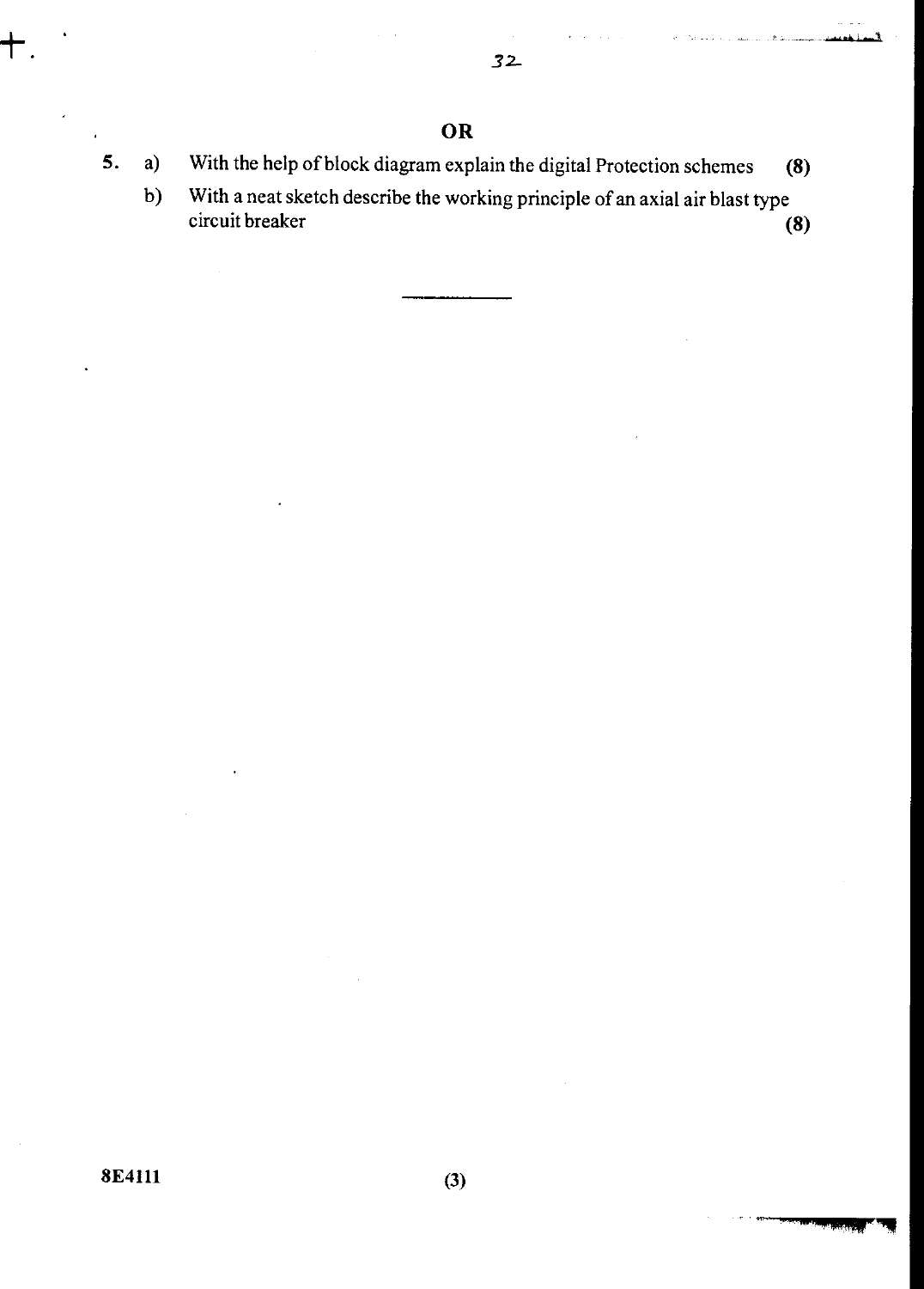**OR**

5. a) With the help of block diagram explain the digital Protection schemes **(8)**

   b) With a neat sketch describe the working principle of an axial air blast type circuit breaker **(8)**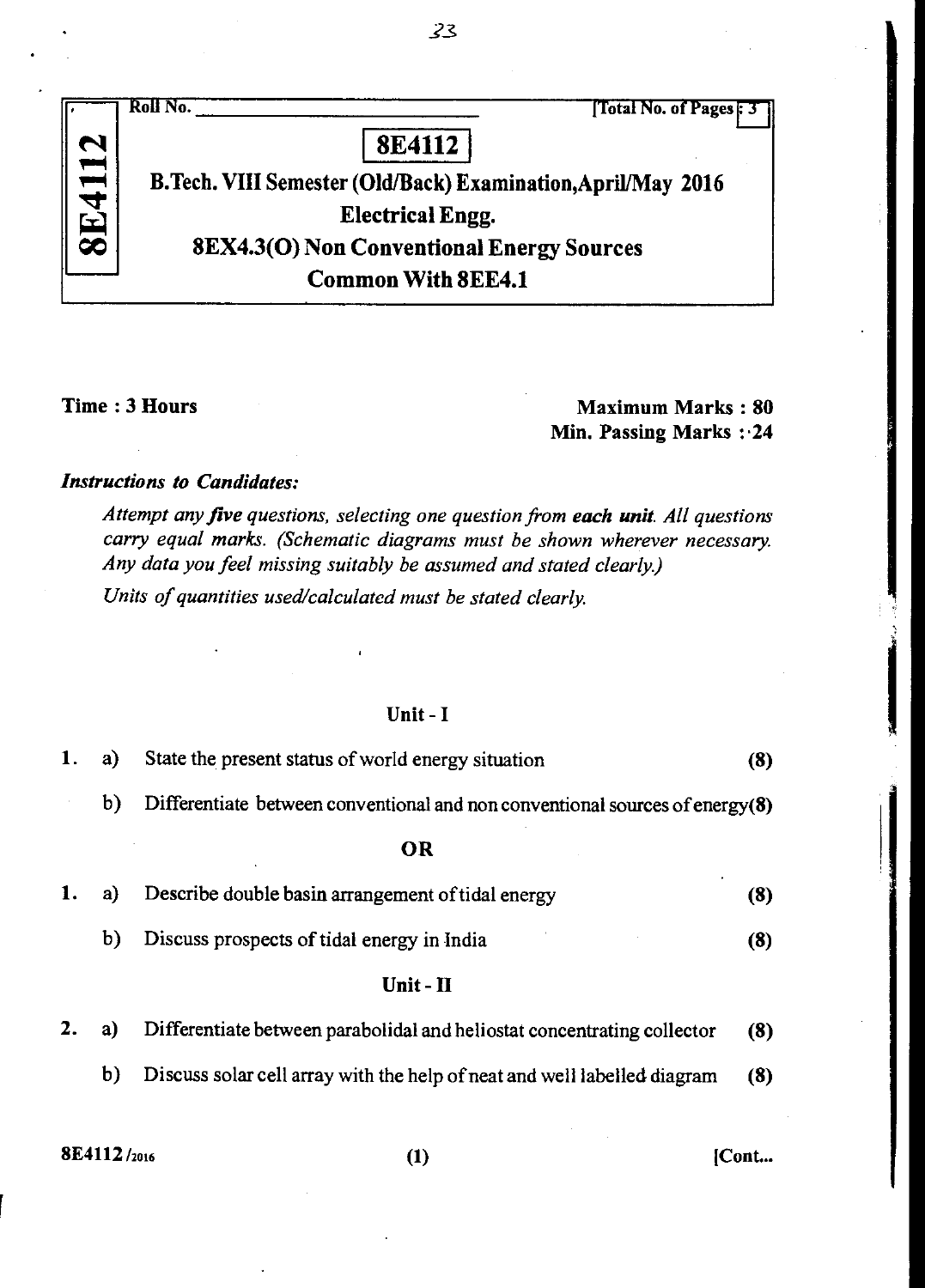Roll No. ____________________ [Total No. of Pages : 3]

# 8E4112

## B.Tech. VIII Semester (Old/Back) Examination,April/May 2016

## Electrical Engg.

## 8EX4.3(O) Non Conventional Energy Sources

## Common With 8EE4.1

**Time : 3 Hours**

**Maximum Marks : 80**

**Min. Passing Marks : 24**

***Instructions to Candidates:***

*Attempt any **five** questions, selecting one question from **each unit**. All questions carry equal marks. (Schematic diagrams must be shown wherever necessary. Any data you feel missing suitably be assumed and stated clearly.)*

*Units of quantities used/calculated must be stated clearly.*

### Unit - I

1. a) State the present status of world energy situation **(8)**

   b) Differentiate between conventional and non conventional sources of energy **(8)**

**OR**

1. a) Describe double basin arrangement of tidal energy **(8)**

   b) Discuss prospects of tidal energy in India **(8)**

### Unit - II

2. a) Differentiate between parabolidal and heliostat concentrating collector **(8)**

   b) Discuss solar cell array with the help of neat and well labelled diagram **(8)**

8E4112 /2016 [Cont...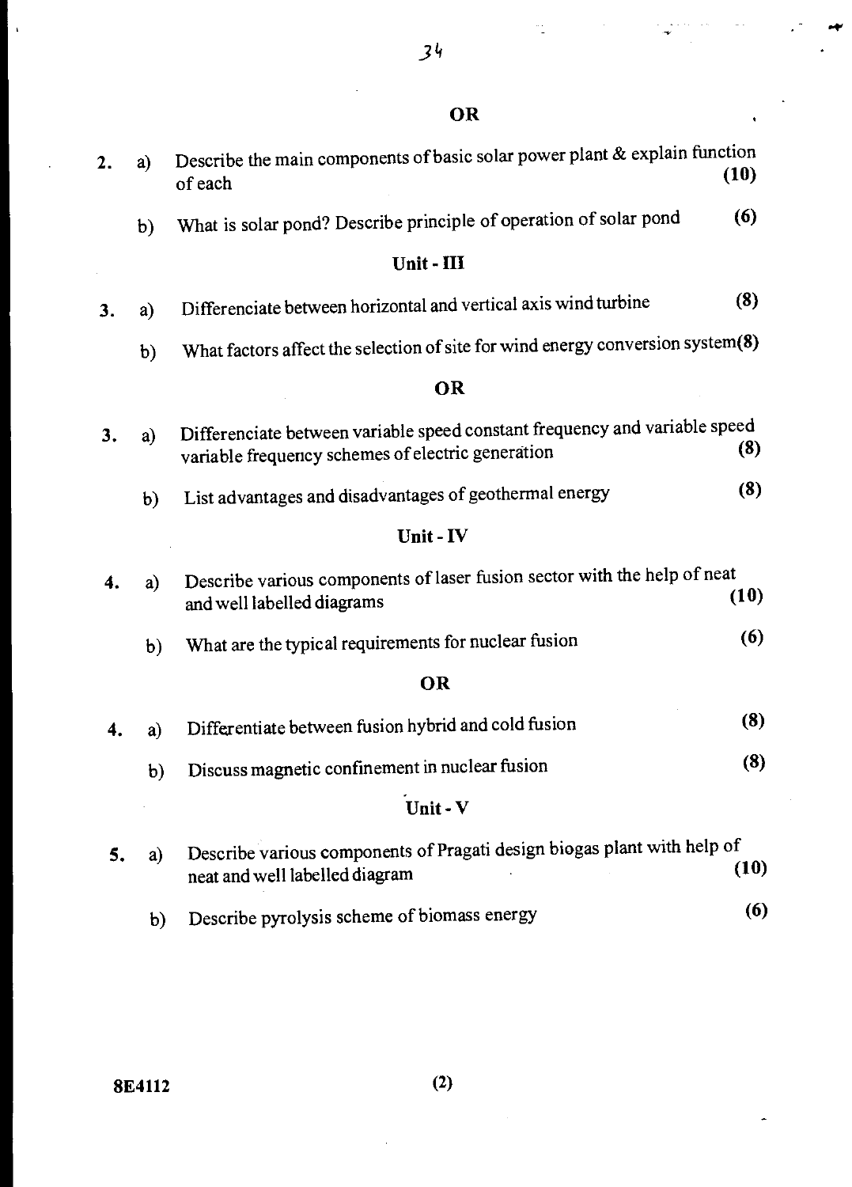**OR**

2. a) Describe the main components of basic solar power plant & explain function of each **(10)**

   b) What is solar pond? Describe principle of operation of solar pond **(6)**

## Unit - III

3. a) Differenciate between horizontal and vertical axis wind turbine **(8)**

   b) What factors affect the selection of site for wind energy conversion system **(8)**

**OR**

3. a) Differenciate between variable speed constant frequency and variable speed variable frequency schemes of electric generation **(8)**

   b) List advantages and disadvantages of geothermal energy **(8)**

## Unit - IV

4. a) Describe various components of laser fusion sector with the help of neat and well labelled diagrams **(10)**

   b) What are the typical requirements for nuclear fusion **(6)**

**OR**

4. a) Differentiate between fusion hybrid and cold fusion **(8)**

   b) Discuss magnetic confinement in nuclear fusion **(8)**

## Unit - V

5. a) Describe various components of Pragati design biogas plant with help of neat and well labelled diagram **(10)**

   b) Describe pyrolysis scheme of biomass energy **(6)**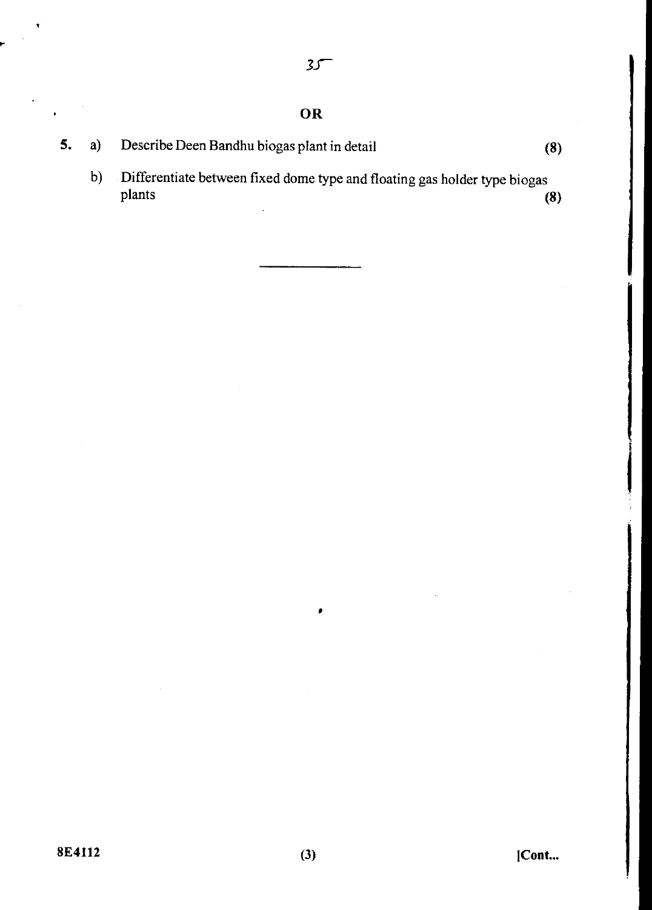**OR**

5. a) Describe Deen Bandhu biogas plant in detail **(8)**

   b) Differentiate between fixed dome type and floating gas holder type biogas plants **(8)**

---